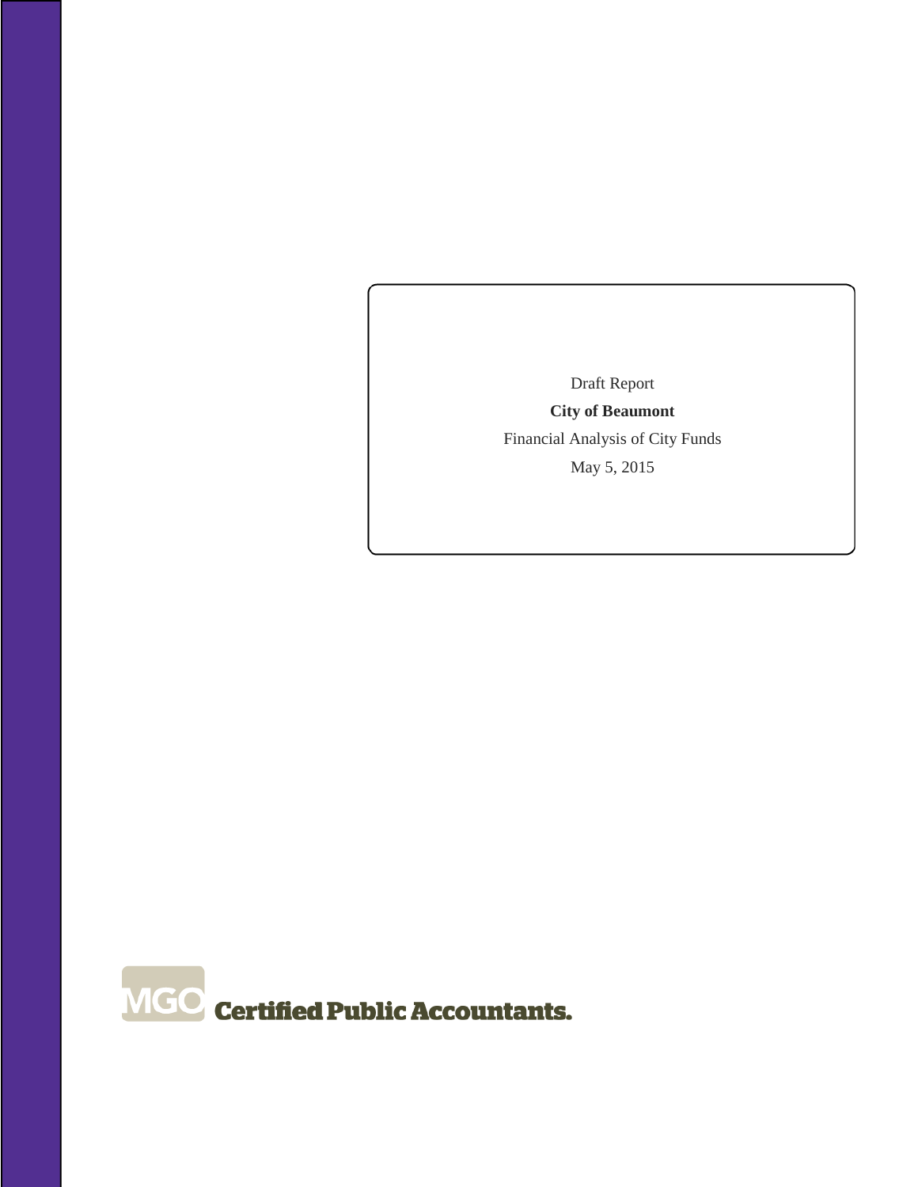Draft Report

**City of Beaumont**

Financial Analysis of City Funds

May 5, 2015

MGO Certified Public Accountants.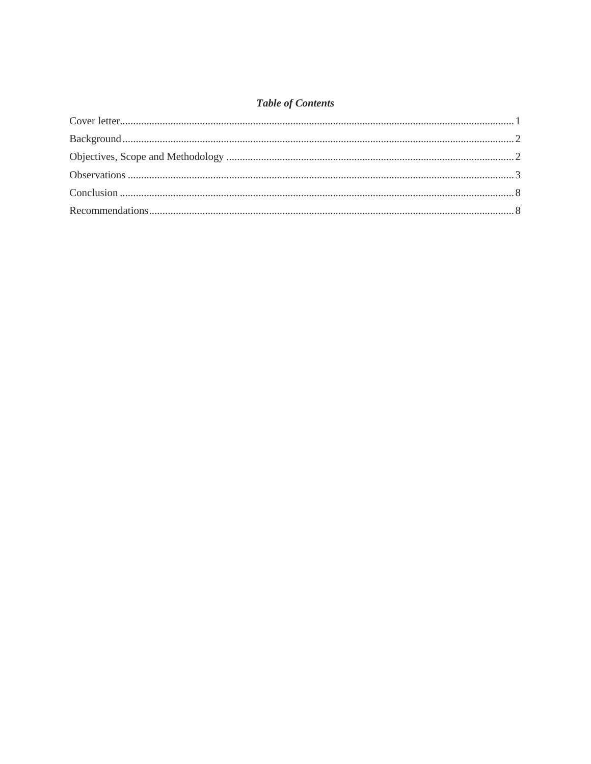***Table of Contents***

Cover letter.......................................................................................................................................1
Background.......................................................................................................................................2
Objectives, Scope and Methodology ...............................................................................................2
Observations .....................................................................................................................................3
Conclusion ........................................................................................................................................8
Recommendations.............................................................................................................................8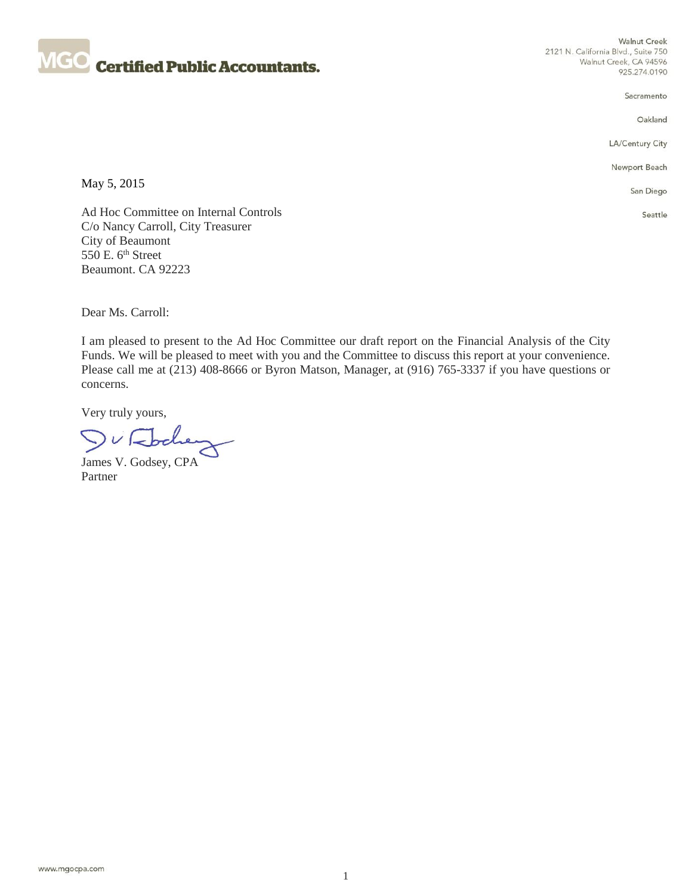**MGO Certified Public Accountants.**

Walnut Creek
2121 N. California Blvd., Suite 750
Walnut Creek, CA 94596
925.274.0190

Sacramento

Oakland

LA/Century City

Newport Beach

San Diego

Seattle

May 5, 2015

Ad Hoc Committee on Internal Controls
C/o Nancy Carroll, City Treasurer
City of Beaumont
550 E. 6th Street
Beaumont. CA 92223

Dear Ms. Carroll:

I am pleased to present to the Ad Hoc Committee our draft report on the Financial Analysis of the City Funds. We will be pleased to meet with you and the Committee to discuss this report at your convenience. Please call me at (213) 408-8666 or Byron Matson, Manager, at (916) 765-3337 if you have questions or concerns.

Very truly yours,

James V. Godsey, CPA
Partner

www.mgocpa.com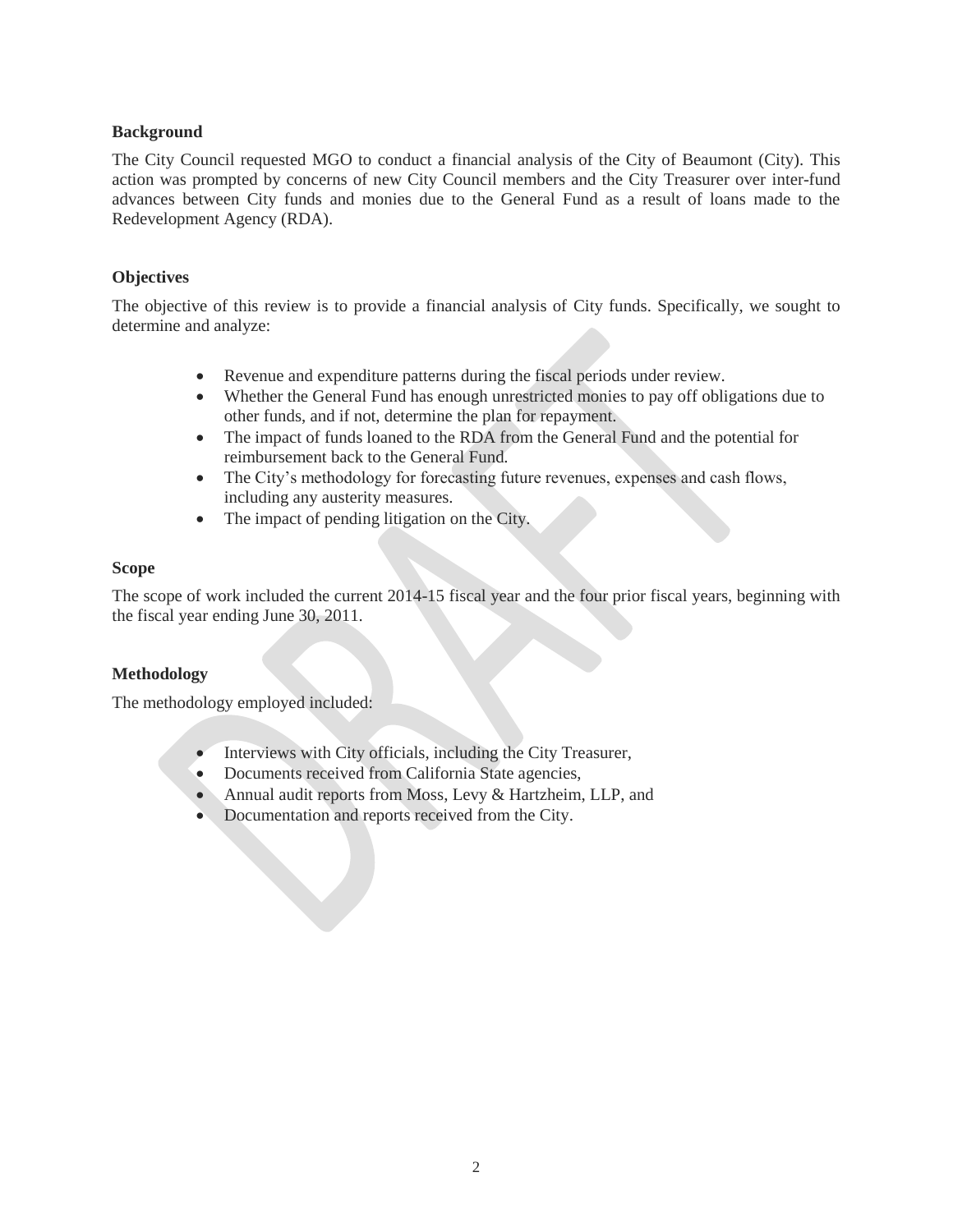### Background

The City Council requested MGO to conduct a financial analysis of the City of Beaumont (City). This action was prompted by concerns of new City Council members and the City Treasurer over inter-fund advances between City funds and monies due to the General Fund as a result of loans made to the Redevelopment Agency (RDA).

### Objectives

The objective of this review is to provide a financial analysis of City funds. Specifically, we sought to determine and analyze:

- Revenue and expenditure patterns during the fiscal periods under review.
- Whether the General Fund has enough unrestricted monies to pay off obligations due to other funds, and if not, determine the plan for repayment.
- The impact of funds loaned to the RDA from the General Fund and the potential for reimbursement back to the General Fund.
- The City's methodology for forecasting future revenues, expenses and cash flows, including any austerity measures.
- The impact of pending litigation on the City.

### Scope

The scope of work included the current 2014-15 fiscal year and the four prior fiscal years, beginning with the fiscal year ending June 30, 2011.

### Methodology

The methodology employed included:

- Interviews with City officials, including the City Treasurer,
- Documents received from California State agencies,
- Annual audit reports from Moss, Levy & Hartzheim, LLP, and
- Documentation and reports received from the City.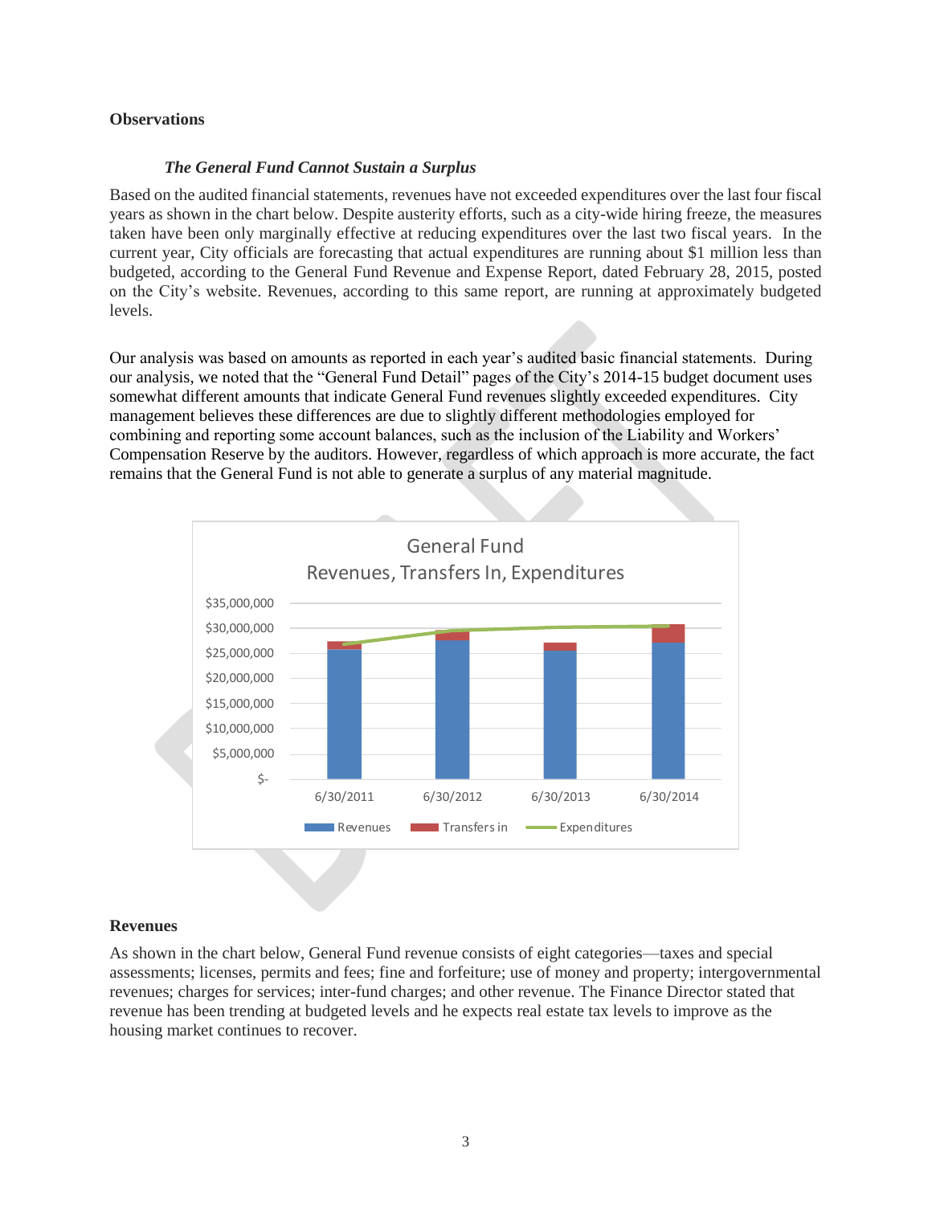## Observations

### *The General Fund Cannot Sustain a Surplus*

Based on the audited financial statements, revenues have not exceeded expenditures over the last four fiscal years as shown in the chart below. Despite austerity efforts, such as a city-wide hiring freeze, the measures taken have been only marginally effective at reducing expenditures over the last two fiscal years. In the current year, City officials are forecasting that actual expenditures are running about $1 million less than budgeted, according to the General Fund Revenue and Expense Report, dated February 28, 2015, posted on the City's website. Revenues, according to this same report, are running at approximately budgeted levels.

Our analysis was based on amounts as reported in each year's audited basic financial statements. During our analysis, we noted that the "General Fund Detail" pages of the City's 2014-15 budget document uses somewhat different amounts that indicate General Fund revenues slightly exceeded expenditures. City management believes these differences are due to slightly different methodologies employed for combining and reporting some account balances, such as the inclusion of the Liability and Workers' Compensation Reserve by the auditors. However, regardless of which approach is more accurate, the fact remains that the General Fund is not able to generate a surplus of any material magnitude.

General Fund
Revenues, Transfers In, Expenditures

$35,000,000
$30,000,000
$25,000,000
$20,000,000
$15,000,000
$10,000,000
$5,000,000
$-

6/30/2011 6/30/2012 6/30/2013 6/30/2014

Revenues Transfers in Expenditures

## Revenues

As shown in the chart below, General Fund revenue consists of eight categories—taxes and special assessments; licenses, permits and fees; fine and forfeiture; use of money and property; intergovernmental revenues; charges for services; inter-fund charges; and other revenue. The Finance Director stated that revenue has been trending at budgeted levels and he expects real estate tax levels to improve as the housing market continues to recover.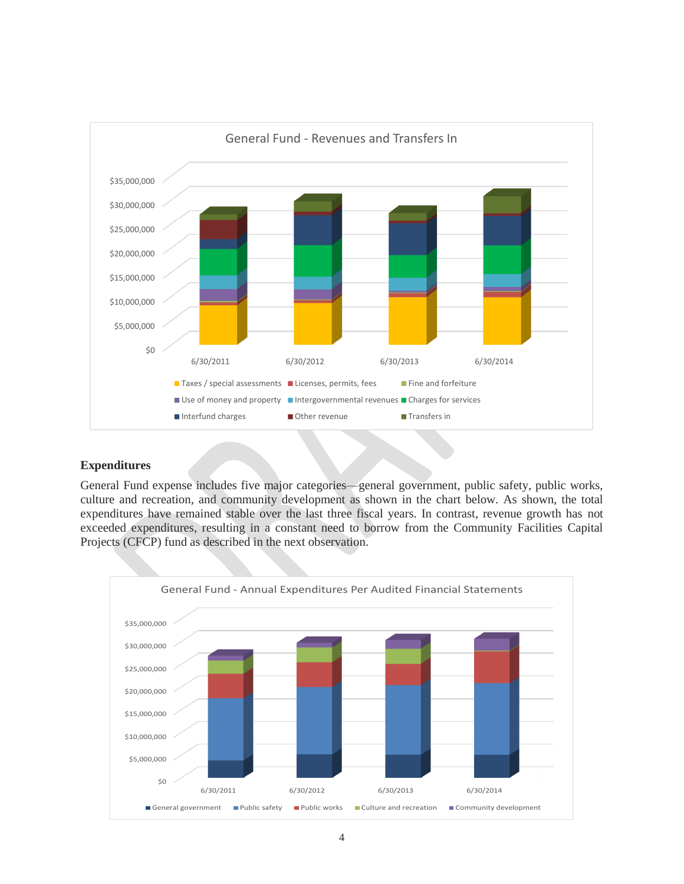General Fund - Revenues and Transfers In

$35,000,000
$30,000,000
$25,000,000
$20,000,000
$15,000,000
$10,000,000
$5,000,000
$0

6/30/2011 6/30/2012 6/30/2013 6/30/2014

Taxes / special assessments, Licenses, permits, fees, Fine and forfeiture, Use of money and property, Intergovernmental revenues, Charges for services, Interfund charges, Other revenue, Transfers in

## Expenditures

General Fund expense includes five major categories—general government, public safety, public works, culture and recreation, and community development as shown in the chart below. As shown, the total expenditures have remained stable over the last three fiscal years. In contrast, revenue growth has not exceeded expenditures, resulting in a constant need to borrow from the Community Facilities Capital Projects (CFCP) fund as described in the next observation.

General Fund - Annual Expenditures Per Audited Financial Statements

$35,000,000
$30,000,000
$25,000,000
$20,000,000
$15,000,000
$10,000,000
$5,000,000
$0

6/30/2011 6/30/2012 6/30/2013 6/30/2014

General government, Public safety, Public works, Culture and recreation, Community development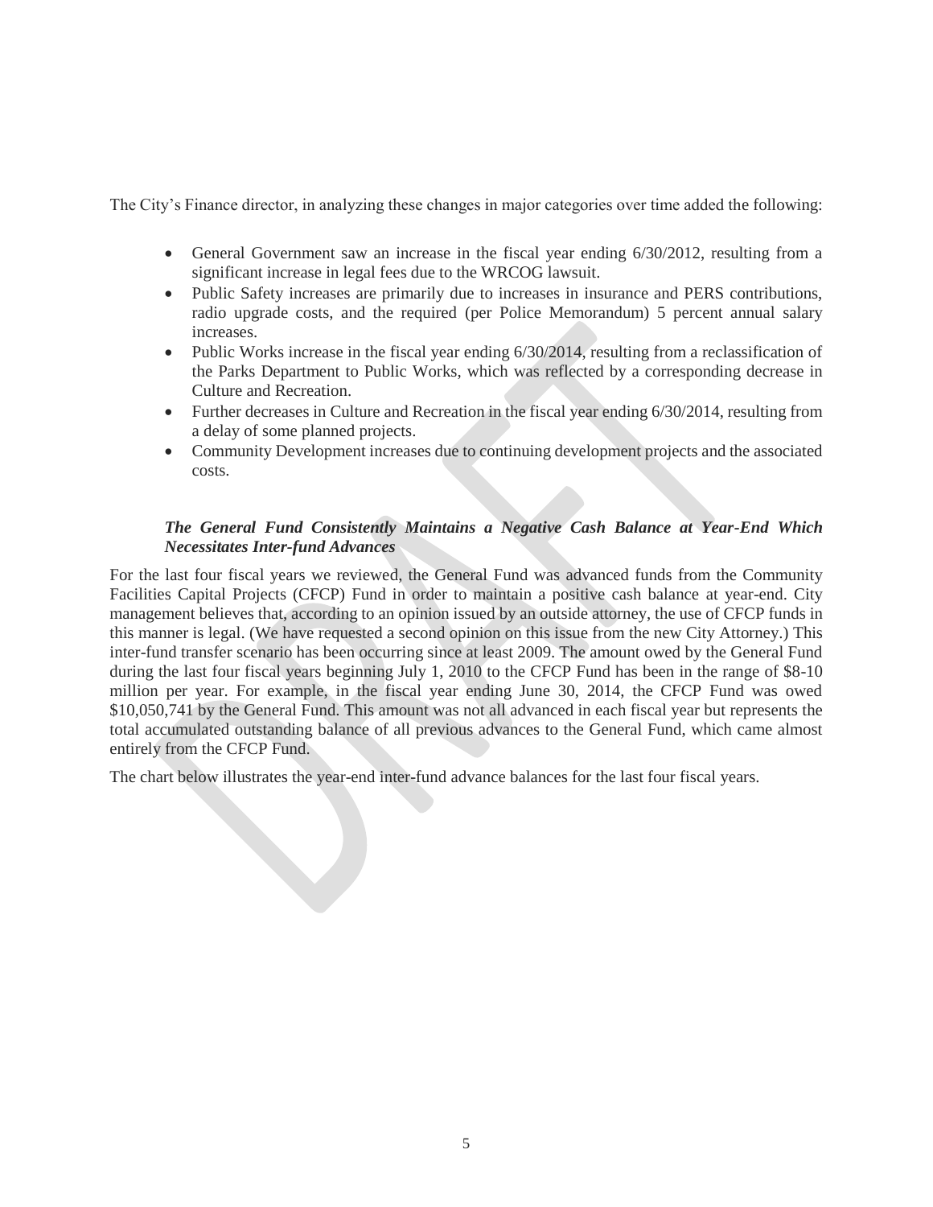The City's Finance director, in analyzing these changes in major categories over time added the following:

- General Government saw an increase in the fiscal year ending 6/30/2012, resulting from a significant increase in legal fees due to the WRCOG lawsuit.
- Public Safety increases are primarily due to increases in insurance and PERS contributions, radio upgrade costs, and the required (per Police Memorandum) 5 percent annual salary increases.
- Public Works increase in the fiscal year ending 6/30/2014, resulting from a reclassification of the Parks Department to Public Works, which was reflected by a corresponding decrease in Culture and Recreation.
- Further decreases in Culture and Recreation in the fiscal year ending 6/30/2014, resulting from a delay of some planned projects.
- Community Development increases due to continuing development projects and the associated costs.

### ***The General Fund Consistently Maintains a Negative Cash Balance at Year-End Which Necessitates Inter-fund Advances***

For the last four fiscal years we reviewed, the General Fund was advanced funds from the Community Facilities Capital Projects (CFCP) Fund in order to maintain a positive cash balance at year-end. City management believes that, according to an opinion issued by an outside attorney, the use of CFCP funds in this manner is legal. (We have requested a second opinion on this issue from the new City Attorney.) This inter-fund transfer scenario has been occurring since at least 2009. The amount owed by the General Fund during the last four fiscal years beginning July 1, 2010 to the CFCP Fund has been in the range of $8-10 million per year. For example, in the fiscal year ending June 30, 2014, the CFCP Fund was owed $10,050,741 by the General Fund. This amount was not all advanced in each fiscal year but represents the total accumulated outstanding balance of all previous advances to the General Fund, which came almost entirely from the CFCP Fund.

The chart below illustrates the year-end inter-fund advance balances for the last four fiscal years.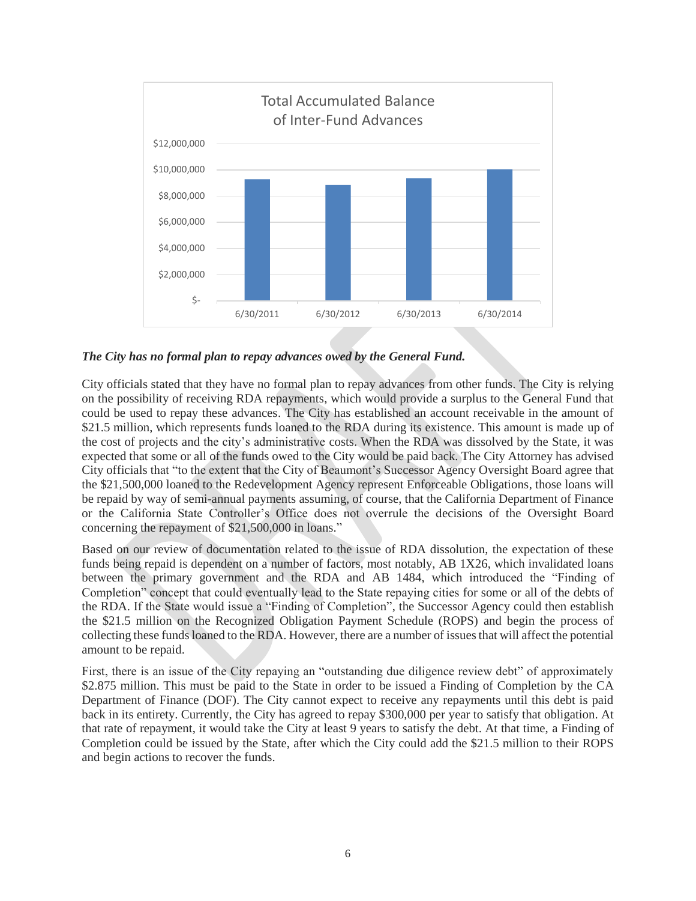Total Accumulated Balance of Inter-Fund Advances

***The City has no formal plan to repay advances owed by the General Fund.***

City officials stated that they have no formal plan to repay advances from other funds. The City is relying on the possibility of receiving RDA repayments, which would provide a surplus to the General Fund that could be used to repay these advances. The City has established an account receivable in the amount of $21.5 million, which represents funds loaned to the RDA during its existence. This amount is made up of the cost of projects and the city's administrative costs. When the RDA was dissolved by the State, it was expected that some or all of the funds owed to the City would be paid back. The City Attorney has advised City officials that "to the extent that the City of Beaumont's Successor Agency Oversight Board agree that the $21,500,000 loaned to the Redevelopment Agency represent Enforceable Obligations, those loans will be repaid by way of semi-annual payments assuming, of course, that the California Department of Finance or the California State Controller's Office does not overrule the decisions of the Oversight Board concerning the repayment of $21,500,000 in loans."

Based on our review of documentation related to the issue of RDA dissolution, the expectation of these funds being repaid is dependent on a number of factors, most notably, AB 1X26, which invalidated loans between the primary government and the RDA and AB 1484, which introduced the "Finding of Completion" concept that could eventually lead to the State repaying cities for some or all of the debts of the RDA. If the State would issue a "Finding of Completion", the Successor Agency could then establish the $21.5 million on the Recognized Obligation Payment Schedule (ROPS) and begin the process of collecting these funds loaned to the RDA. However, there are a number of issues that will affect the potential amount to be repaid.

First, there is an issue of the City repaying an "outstanding due diligence review debt" of approximately $2.875 million. This must be paid to the State in order to be issued a Finding of Completion by the CA Department of Finance (DOF). The City cannot expect to receive any repayments until this debt is paid back in its entirety. Currently, the City has agreed to repay $300,000 per year to satisfy that obligation. At that rate of repayment, it would take the City at least 9 years to satisfy the debt. At that time, a Finding of Completion could be issued by the State, after which the City could add the $21.5 million to their ROPS and begin actions to recover the funds.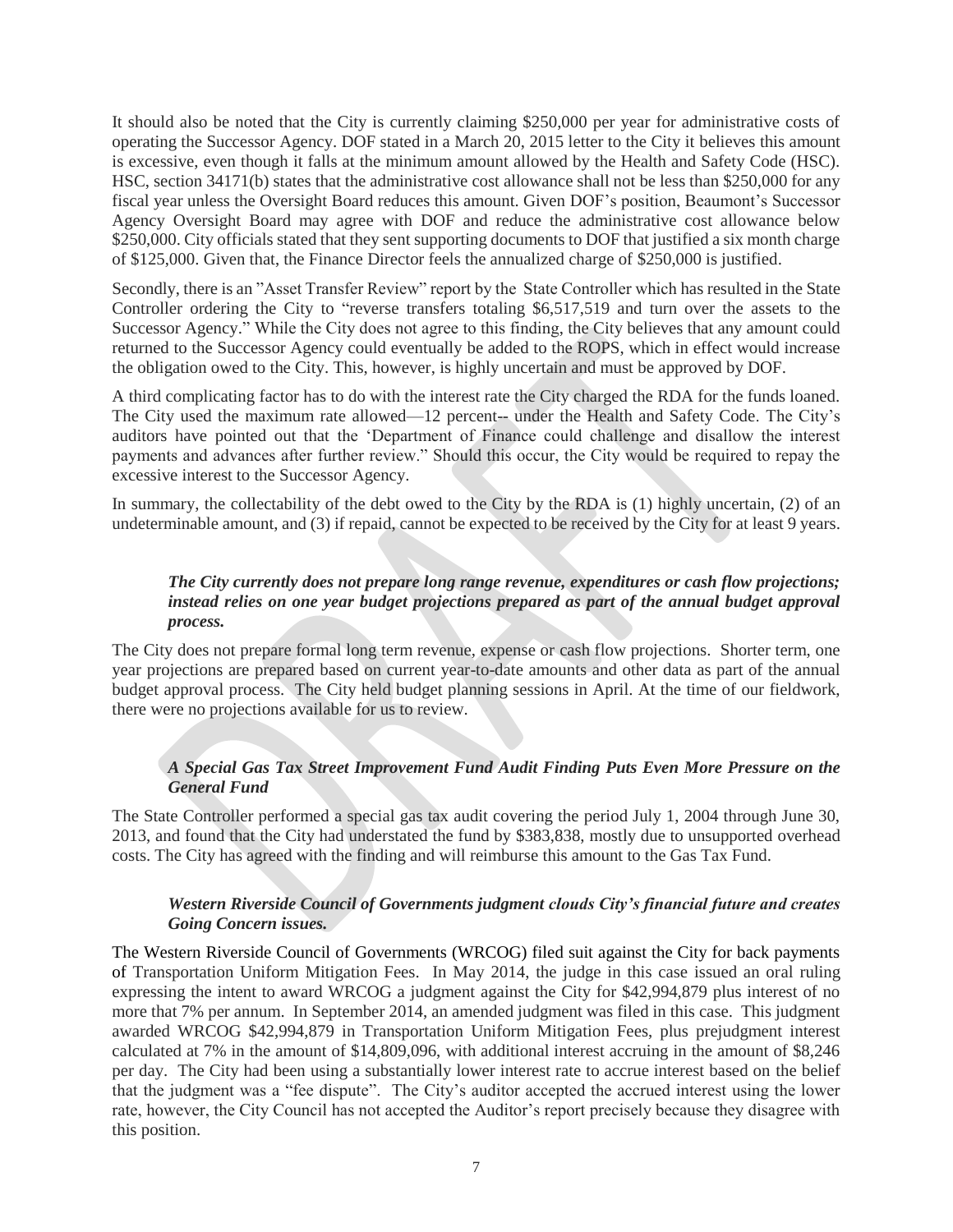It should also be noted that the City is currently claiming $250,000 per year for administrative costs of operating the Successor Agency. DOF stated in a March 20, 2015 letter to the City it believes this amount is excessive, even though it falls at the minimum amount allowed by the Health and Safety Code (HSC). HSC, section 34171(b) states that the administrative cost allowance shall not be less than $250,000 for any fiscal year unless the Oversight Board reduces this amount. Given DOF's position, Beaumont's Successor Agency Oversight Board may agree with DOF and reduce the administrative cost allowance below $250,000. City officials stated that they sent supporting documents to DOF that justified a six month charge of $125,000. Given that, the Finance Director feels the annualized charge of $250,000 is justified.

Secondly, there is an "Asset Transfer Review" report by the State Controller which has resulted in the State Controller ordering the City to "reverse transfers totaling $6,517,519 and turn over the assets to the Successor Agency." While the City does not agree to this finding, the City believes that any amount could returned to the Successor Agency could eventually be added to the ROPS, which in effect would increase the obligation owed to the City. This, however, is highly uncertain and must be approved by DOF.

A third complicating factor has to do with the interest rate the City charged the RDA for the funds loaned. The City used the maximum rate allowed—12 percent-- under the Health and Safety Code. The City's auditors have pointed out that the 'Department of Finance could challenge and disallow the interest payments and advances after further review." Should this occur, the City would be required to repay the excessive interest to the Successor Agency.

In summary, the collectability of the debt owed to the City by the RDA is (1) highly uncertain, (2) of an undeterminable amount, and (3) if repaid, cannot be expected to be received by the City for at least 9 years.

***The City currently does not prepare long range revenue, expenditures or cash flow projections; instead relies on one year budget projections prepared as part of the annual budget approval process.***

The City does not prepare formal long term revenue, expense or cash flow projections. Shorter term, one year projections are prepared based on current year-to-date amounts and other data as part of the annual budget approval process. The City held budget planning sessions in April. At the time of our fieldwork, there were no projections available for us to review.

***A Special Gas Tax Street Improvement Fund Audit Finding Puts Even More Pressure on the General Fund***

The State Controller performed a special gas tax audit covering the period July 1, 2004 through June 30, 2013, and found that the City had understated the fund by $383,838, mostly due to unsupported overhead costs. The City has agreed with the finding and will reimburse this amount to the Gas Tax Fund.

***Western Riverside Council of Governments judgment clouds City's financial future and creates Going Concern issues.***

The Western Riverside Council of Governments (WRCOG) filed suit against the City for back payments of Transportation Uniform Mitigation Fees. In May 2014, the judge in this case issued an oral ruling expressing the intent to award WRCOG a judgment against the City for $42,994,879 plus interest of no more that 7% per annum. In September 2014, an amended judgment was filed in this case. This judgment awarded WRCOG $42,994,879 in Transportation Uniform Mitigation Fees, plus prejudgment interest calculated at 7% in the amount of $14,809,096, with additional interest accruing in the amount of $8,246 per day. The City had been using a substantially lower interest rate to accrue interest based on the belief that the judgment was a "fee dispute". The City's auditor accepted the accrued interest using the lower rate, however, the City Council has not accepted the Auditor's report precisely because they disagree with this position.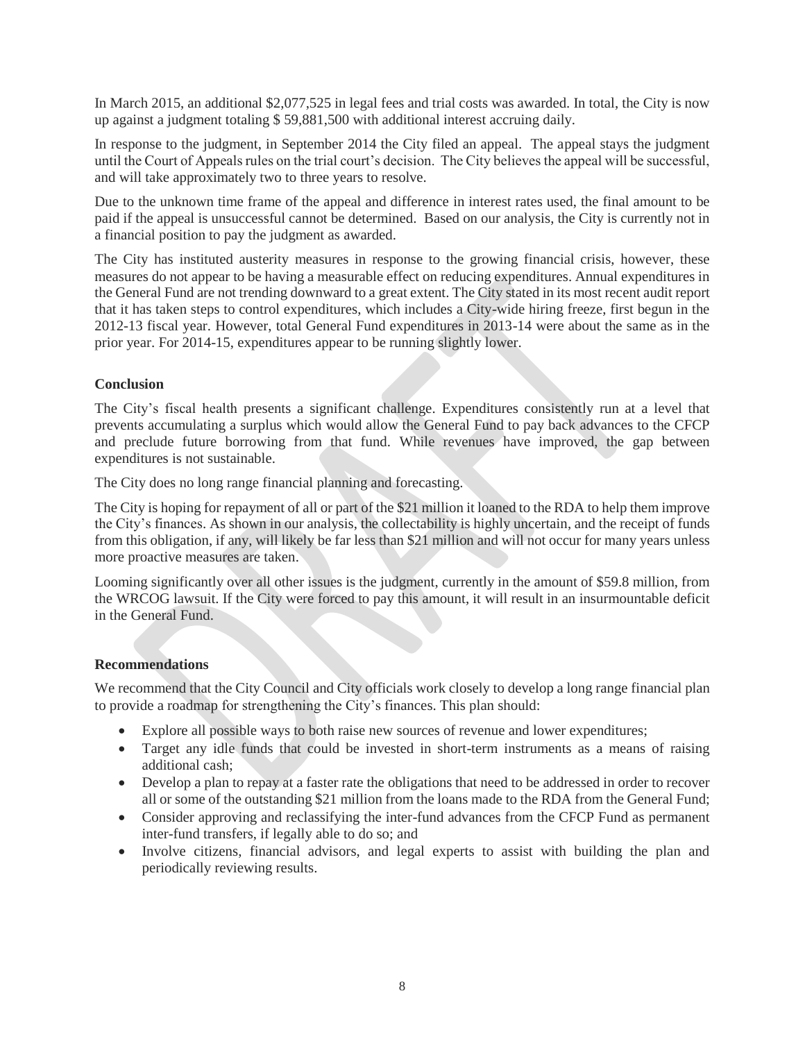In March 2015, an additional $2,077,525 in legal fees and trial costs was awarded. In total, the City is now up against a judgment totaling $ 59,881,500 with additional interest accruing daily.

In response to the judgment, in September 2014 the City filed an appeal. The appeal stays the judgment until the Court of Appeals rules on the trial court's decision. The City believes the appeal will be successful, and will take approximately two to three years to resolve.

Due to the unknown time frame of the appeal and difference in interest rates used, the final amount to be paid if the appeal is unsuccessful cannot be determined. Based on our analysis, the City is currently not in a financial position to pay the judgment as awarded.

The City has instituted austerity measures in response to the growing financial crisis, however, these measures do not appear to be having a measurable effect on reducing expenditures. Annual expenditures in the General Fund are not trending downward to a great extent. The City stated in its most recent audit report that it has taken steps to control expenditures, which includes a City-wide hiring freeze, first begun in the 2012-13 fiscal year. However, total General Fund expenditures in 2013-14 were about the same as in the prior year. For 2014-15, expenditures appear to be running slightly lower.

**Conclusion**

The City's fiscal health presents a significant challenge. Expenditures consistently run at a level that prevents accumulating a surplus which would allow the General Fund to pay back advances to the CFCP and preclude future borrowing from that fund. While revenues have improved, the gap between expenditures is not sustainable.

The City does no long range financial planning and forecasting.

The City is hoping for repayment of all or part of the $21 million it loaned to the RDA to help them improve the City's finances. As shown in our analysis, the collectability is highly uncertain, and the receipt of funds from this obligation, if any, will likely be far less than $21 million and will not occur for many years unless more proactive measures are taken.

Looming significantly over all other issues is the judgment, currently in the amount of $59.8 million, from the WRCOG lawsuit. If the City were forced to pay this amount, it will result in an insurmountable deficit in the General Fund.

**Recommendations**

We recommend that the City Council and City officials work closely to develop a long range financial plan to provide a roadmap for strengthening the City's finances. This plan should:

- Explore all possible ways to both raise new sources of revenue and lower expenditures;
- Target any idle funds that could be invested in short-term instruments as a means of raising additional cash;
- Develop a plan to repay at a faster rate the obligations that need to be addressed in order to recover all or some of the outstanding $21 million from the loans made to the RDA from the General Fund;
- Consider approving and reclassifying the inter-fund advances from the CFCP Fund as permanent inter-fund transfers, if legally able to do so; and
- Involve citizens, financial advisors, and legal experts to assist with building the plan and periodically reviewing results.